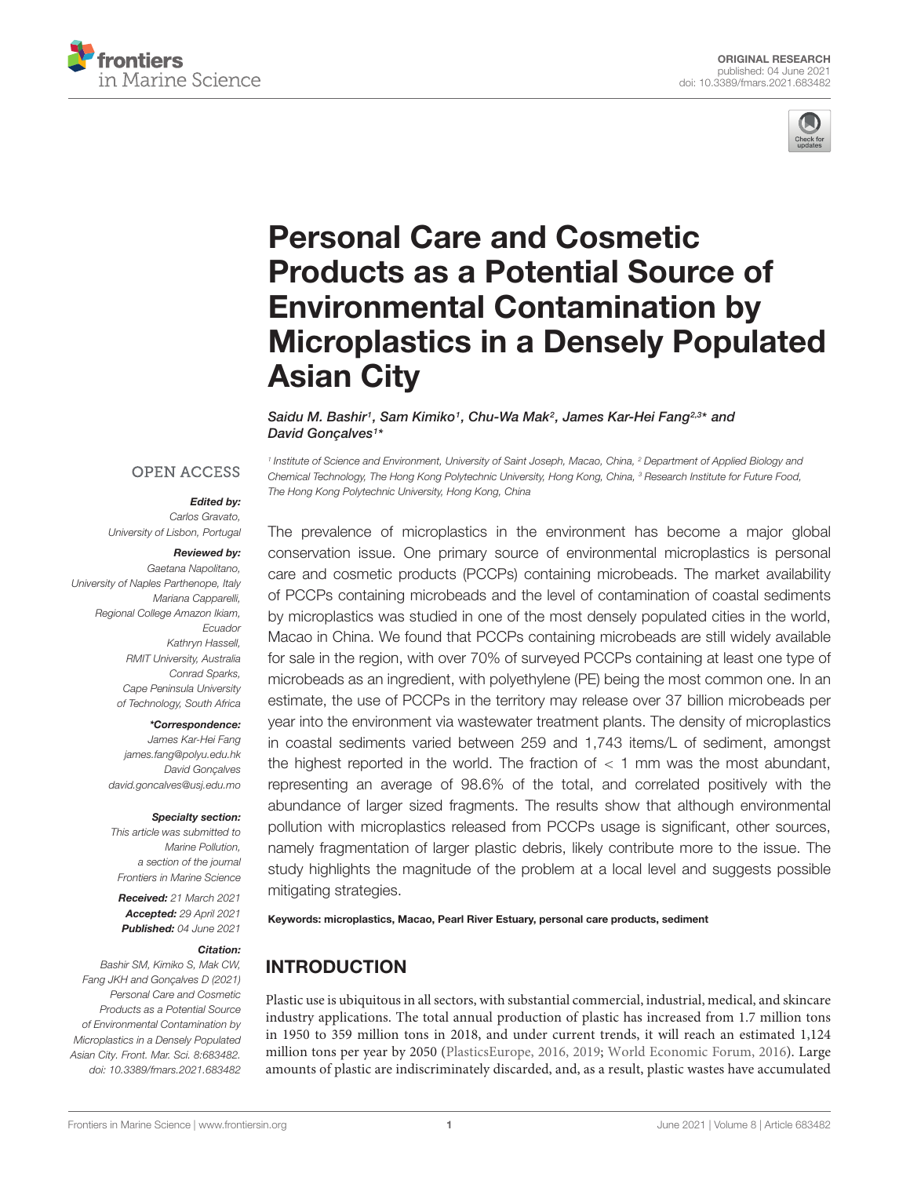ORIGINAL RESEARCH
published: 04 June 2021
doi: 10.3389/fmars.2021.683482

# Personal Care and Cosmetic Products as a Potential Source of Environmental Contamination by Microplastics in a Densely Populated Asian City

*Saidu M. Bashir[1], Sam Kimiko[1], Chu-Wa Mak[2], James Kar-Hei Fang[2,3]\* and David Gonçalves[1]\**

[1] Institute of Science and Environment, University of Saint Joseph, Macao, China, [2] Department of Applied Biology and Chemical Technology, The Hong Kong Polytechnic University, Hong Kong, China, [3] Research Institute for Future Food, The Hong Kong Polytechnic University, Hong Kong, China

OPEN ACCESS

**Edited by:**
Carlos Gravato,
University of Lisbon, Portugal

**Reviewed by:**
Gaetana Napolitano,
University of Naples Parthenope, Italy
Mariana Capparelli,
Regional College Amazon Ikiam, Ecuador
Kathryn Hassell,
RMIT University, Australia
Conrad Sparks,
Cape Peninsula University of Technology, South Africa

**\*Correspondence:**
James Kar-Hei Fang
james.fang@polyu.edu.hk
David Gonçalves
david.goncalves@usj.edu.mo

**Specialty section:**
This article was submitted to Marine Pollution, a section of the journal Frontiers in Marine Science

**Received:** 21 March 2021
**Accepted:** 29 April 2021
**Published:** 04 June 2021

**Citation:**
Bashir SM, Kimiko S, Mak CW, Fang JKH and Gonçalves D (2021) Personal Care and Cosmetic Products as a Potential Source of Environmental Contamination by Microplastics in a Densely Populated Asian City. Front. Mar. Sci. 8:683482. doi: 10.3389/fmars.2021.683482

The prevalence of microplastics in the environment has become a major global conservation issue. One primary source of environmental microplastics is personal care and cosmetic products (PCCPs) containing microbeads. The market availability of PCCPs containing microbeads and the level of contamination of coastal sediments by microplastics was studied in one of the most densely populated cities in the world, Macao in China. We found that PCCPs containing microbeads are still widely available for sale in the region, with over 70% of surveyed PCCPs containing at least one type of microbeads as an ingredient, with polyethylene (PE) being the most common one. In an estimate, the use of PCCPs in the territory may release over 37 billion microbeads per year into the environment via wastewater treatment plants. The density of microplastics in coastal sediments varied between 259 and 1,743 items/L of sediment, amongst the highest reported in the world. The fraction of $< 1$ mm was the most abundant, representing an average of 98.6% of the total, and correlated positively with the abundance of larger sized fragments. The results show that although environmental pollution with microplastics released from PCCPs usage is significant, other sources, namely fragmentation of larger plastic debris, likely contribute more to the issue. The study highlights the magnitude of the problem at a local level and suggests possible mitigating strategies.

**Keywords: microplastics, Macao, Pearl River Estuary, personal care products, sediment**

## INTRODUCTION

Plastic use is ubiquitous in all sectors, with substantial commercial, industrial, medical, and skincare industry applications. The total annual production of plastic has increased from 1.7 million tons in 1950 to 359 million tons in 2018, and under current trends, it will reach an estimated 1,124 million tons per year by 2050 (PlasticsEurope, 2016, 2019; World Economic Forum, 2016). Large amounts of plastic are indiscriminately discarded, and, as a result, plastic wastes have accumulated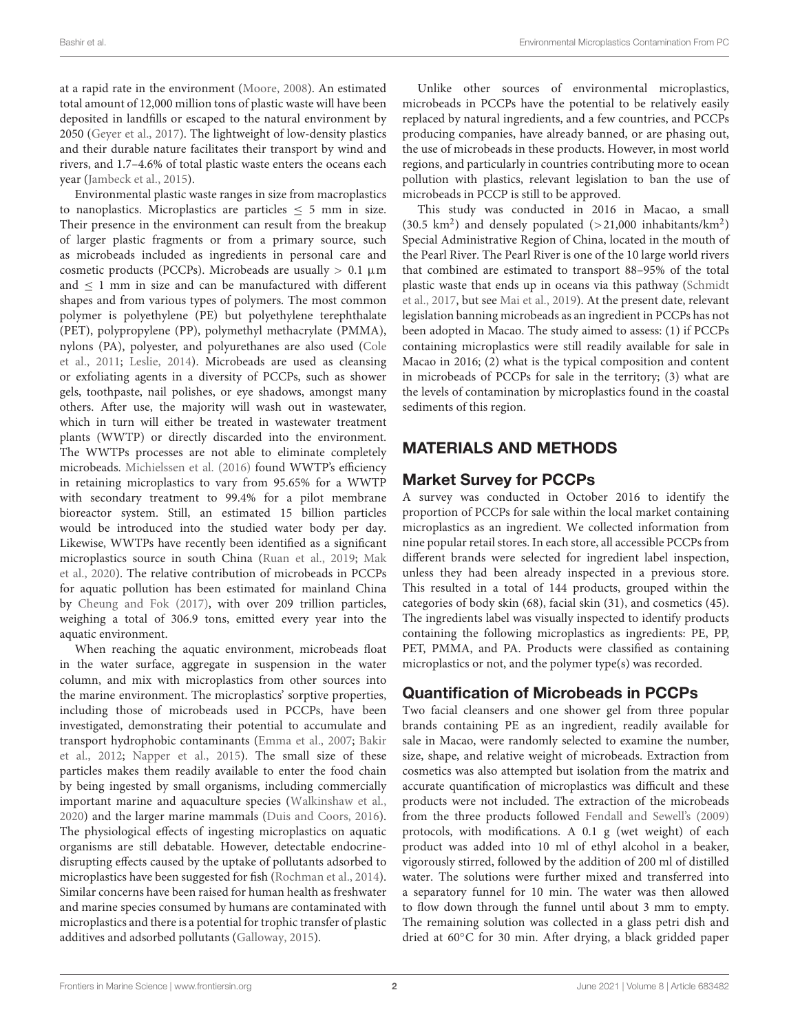at a rapid rate in the environment (Moore, 2008). An estimated total amount of 12,000 million tons of plastic waste will have been deposited in landfills or escaped to the natural environment by 2050 (Geyer et al., 2017). The lightweight of low-density plastics and their durable nature facilitates their transport by wind and rivers, and 1.7–4.6% of total plastic waste enters the oceans each year (Jambeck et al., 2015).

Environmental plastic waste ranges in size from macroplastics to nanoplastics. Microplastics are particles ≤ 5 mm in size. Their presence in the environment can result from the breakup of larger plastic fragments or from a primary source, such as microbeads included as ingredients in personal care and cosmetic products (PCCPs). Microbeads are usually > 0.1 μm and ≤ 1 mm in size and can be manufactured with different shapes and from various types of polymers. The most common polymer is polyethylene (PE) but polyethylene terephthalate (PET), polypropylene (PP), polymethyl methacrylate (PMMA), nylons (PA), polyester, and polyurethanes are also used (Cole et al., 2011; Leslie, 2014). Microbeads are used as cleansing or exfoliating agents in a diversity of PCCPs, such as shower gels, toothpaste, nail polishes, or eye shadows, amongst many others. After use, the majority will wash out in wastewater, which in turn will either be treated in wastewater treatment plants (WWTP) or directly discarded into the environment. The WWTPs processes are not able to eliminate completely microbeads. Michielssen et al. (2016) found WWTP's efficiency in retaining microplastics to vary from 95.65% for a WWTP with secondary treatment to 99.4% for a pilot membrane bioreactor system. Still, an estimated 15 billion particles would be introduced into the studied water body per day. Likewise, WWTPs have recently been identified as a significant microplastics source in south China (Ruan et al., 2019; Mak et al., 2020). The relative contribution of microbeads in PCCPs for aquatic pollution has been estimated for mainland China by Cheung and Fok (2017), with over 209 trillion particles, weighing a total of 306.9 tons, emitted every year into the aquatic environment.

When reaching the aquatic environment, microbeads float in the water surface, aggregate in suspension in the water column, and mix with microplastics from other sources into the marine environment. The microplastics' sorptive properties, including those of microbeads used in PCCPs, have been investigated, demonstrating their potential to accumulate and transport hydrophobic contaminants (Emma et al., 2007; Bakir et al., 2012; Napper et al., 2015). The small size of these particles makes them readily available to enter the food chain by being ingested by small organisms, including commercially important marine and aquaculture species (Walkinshaw et al., 2020) and the larger marine mammals (Duis and Coors, 2016). The physiological effects of ingesting microplastics on aquatic organisms are still debatable. However, detectable endocrine-disrupting effects caused by the uptake of pollutants adsorbed to microplastics have been suggested for fish (Rochman et al., 2014). Similar concerns have been raised for human health as freshwater and marine species consumed by humans are contaminated with microplastics and there is a potential for trophic transfer of plastic additives and adsorbed pollutants (Galloway, 2015).

Unlike other sources of environmental microplastics, microbeads in PCCPs have the potential to be relatively easily replaced by natural ingredients, and a few countries, and PCCPs producing companies, have already banned, or are phasing out, the use of microbeads in these products. However, in most world regions, and particularly in countries contributing more to ocean pollution with plastics, relevant legislation to ban the use of microbeads in PCCP is still to be approved.

This study was conducted in 2016 in Macao, a small (30.5 $km^2$) and densely populated (>21,000 inhabitants/$km^2$) Special Administrative Region of China, located in the mouth of the Pearl River. The Pearl River is one of the 10 large world rivers that combined are estimated to transport 88–95% of the total plastic waste that ends up in oceans via this pathway (Schmidt et al., 2017, but see Mai et al., 2019). At the present date, relevant legislation banning microbeads as an ingredient in PCCPs has not been adopted in Macao. The study aimed to assess: (1) if PCCPs containing microplastics were still readily available for sale in Macao in 2016; (2) what is the typical composition and content in microbeads of PCCPs for sale in the territory; (3) what are the levels of contamination by microplastics found in the coastal sediments of this region.

## MATERIALS AND METHODS

### Market Survey for PCCPs

A survey was conducted in October 2016 to identify the proportion of PCCPs for sale within the local market containing microplastics as an ingredient. We collected information from nine popular retail stores. In each store, all accessible PCCPs from different brands were selected for ingredient label inspection, unless they had been already inspected in a previous store. This resulted in a total of 144 products, grouped within the categories of body skin (68), facial skin (31), and cosmetics (45). The ingredients label was visually inspected to identify products containing the following microplastics as ingredients: PE, PP, PET, PMMA, and PA. Products were classified as containing microplastics or not, and the polymer type(s) was recorded.

### Quantification of Microbeads in PCCPs

Two facial cleansers and one shower gel from three popular brands containing PE as an ingredient, readily available for sale in Macao, were randomly selected to examine the number, size, shape, and relative weight of microbeads. Extraction from cosmetics was also attempted but isolation from the matrix and accurate quantification of microplastics was difficult and these products were not included. The extraction of the microbeads from the three products followed Fendall and Sewell's (2009) protocols, with modifications. A 0.1 g (wet weight) of each product was added into 10 ml of ethyl alcohol in a beaker, vigorously stirred, followed by the addition of 200 ml of distilled water. The solutions were further mixed and transferred into a separatory funnel for 10 min. The water was then allowed to flow down through the funnel until about 3 mm to empty. The remaining solution was collected in a glass petri dish and dried at 60°C for 30 min. After drying, a black gridded paper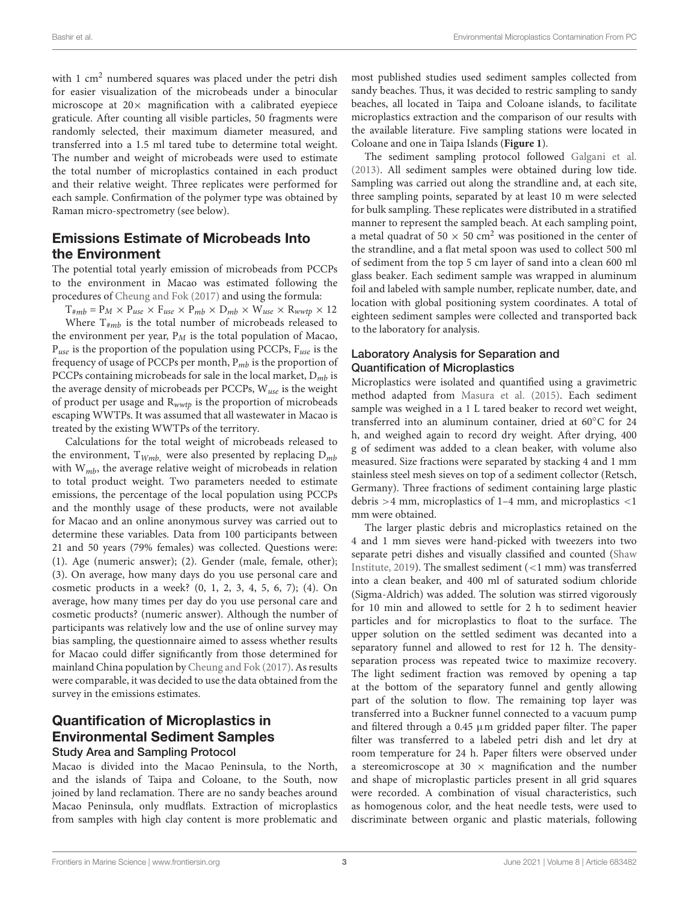with 1 $cm^2$ numbered squares was placed under the petri dish for easier visualization of the microbeads under a binocular microscope at 20× magnification with a calibrated eyepiece graticule. After counting all visible particles, 50 fragments were randomly selected, their maximum diameter measured, and transferred into a 1.5 ml tared tube to determine total weight. The number and weight of microbeads were used to estimate the total number of microplastics contained in each product and their relative weight. Three replicates were performed for each sample. Confirmation of the polymer type was obtained by Raman micro-spectrometry (see below).

## Emissions Estimate of Microbeads Into the Environment

The potential total yearly emission of microbeads from PCCPs to the environment in Macao was estimated following the procedures of Cheung and Fok (2017) and using the formula:

$$T_{\#mb} = P_M \times P_{use} \times F_{use} \times P_{mb} \times D_{mb} \times W_{use} \times R_{wwtp} \times 12$$

Where $T_{\#mb}$ is the total number of microbeads released to the environment per year, $P_M$ is the total population of Macao, $P_{use}$ is the proportion of the population using PCCPs, $F_{use}$ is the frequency of usage of PCCPs per month, $P_{mb}$ is the proportion of PCCPs containing microbeads for sale in the local market, $D_{mb}$ is the average density of microbeads per PCCPs, $W_{use}$ is the weight of product per usage and $R_{wwtp}$ is the proportion of microbeads escaping WWTPs. It was assumed that all wastewater in Macao is treated by the existing WWTPs of the territory.

Calculations for the total weight of microbeads released to the environment, $T_{Wmb,}$ were also presented by replacing $D_{mb}$ with $W_{mb}$, the average relative weight of microbeads in relation to total product weight. Two parameters needed to estimate emissions, the percentage of the local population using PCCPs and the monthly usage of these products, were not available for Macao and an online anonymous survey was carried out to determine these variables. Data from 100 participants between 21 and 50 years (79% females) was collected. Questions were: (1). Age (numeric answer); (2). Gender (male, female, other); (3). On average, how many days do you use personal care and cosmetic products in a week? (0, 1, 2, 3, 4, 5, 6, 7); (4). On average, how many times per day do you use personal care and cosmetic products? (numeric answer). Although the number of participants was relatively low and the use of online survey may bias sampling, the questionnaire aimed to assess whether results for Macao could differ significantly from those determined for mainland China population by Cheung and Fok (2017). As results were comparable, it was decided to use the data obtained from the survey in the emissions estimates.

## Quantification of Microplastics in Environmental Sediment Samples

### Study Area and Sampling Protocol

Macao is divided into the Macao Peninsula, to the North, and the islands of Taipa and Coloane, to the South, now joined by land reclamation. There are no sandy beaches around Macao Peninsula, only mudflats. Extraction of microplastics from samples with high clay content is more problematic and most published studies used sediment samples collected from sandy beaches. Thus, it was decided to restric sampling to sandy beaches, all located in Taipa and Coloane islands, to facilitate microplastics extraction and the comparison of our results with the available literature. Five sampling stations were located in Coloane and one in Taipa Islands (**Figure 1**).

The sediment sampling protocol followed Galgani et al. (2013). All sediment samples were obtained during low tide. Sampling was carried out along the strandline and, at each site, three sampling points, separated by at least 10 m were selected for bulk sampling. These replicates were distributed in a stratified manner to represent the sampled beach. At each sampling point, a metal quadrat of 50 × 50 $cm^2$ was positioned in the center of the strandline, and a flat metal spoon was used to collect 500 ml of sediment from the top 5 cm layer of sand into a clean 600 ml glass beaker. Each sediment sample was wrapped in aluminum foil and labeled with sample number, replicate number, date, and location with global positioning system coordinates. A total of eighteen sediment samples were collected and transported back to the laboratory for analysis.

### Laboratory Analysis for Separation and Quantification of Microplastics

Microplastics were isolated and quantified using a gravimetric method adapted from Masura et al. (2015). Each sediment sample was weighed in a 1 L tared beaker to record wet weight, transferred into an aluminum container, dried at 60°C for 24 h, and weighed again to record dry weight. After drying, 400 g of sediment was added to a clean beaker, with volume also measured. Size fractions were separated by stacking 4 and 1 mm stainless steel mesh sieves on top of a sediment collector (Retsch, Germany). Three fractions of sediment containing large plastic debris >4 mm, microplastics of 1–4 mm, and microplastics <1 mm were obtained.

The larger plastic debris and microplastics retained on the 4 and 1 mm sieves were hand-picked with tweezers into two separate petri dishes and visually classified and counted (Shaw Institute, 2019). The smallest sediment (<1 mm) was transferred into a clean beaker, and 400 ml of saturated sodium chloride (Sigma-Aldrich) was added. The solution was stirred vigorously for 10 min and allowed to settle for 2 h to sediment heavier particles and for microplastics to float to the surface. The upper solution on the settled sediment was decanted into a separatory funnel and allowed to rest for 12 h. The density-separation process was repeated twice to maximize recovery. The light sediment fraction was removed by opening a tap at the bottom of the separatory funnel and gently allowing part of the solution to flow. The remaining top layer was transferred into a Buckner funnel connected to a vacuum pump and filtered through a 0.45 μm gridded paper filter. The paper filter was transferred to a labeled petri dish and let dry at room temperature for 24 h. Paper filters were observed under a stereomicroscope at 30 × magnification and the number and shape of microplastic particles present in all grid squares were recorded. A combination of visual characteristics, such as homogenous color, and the heat needle tests, were used to discriminate between organic and plastic materials, following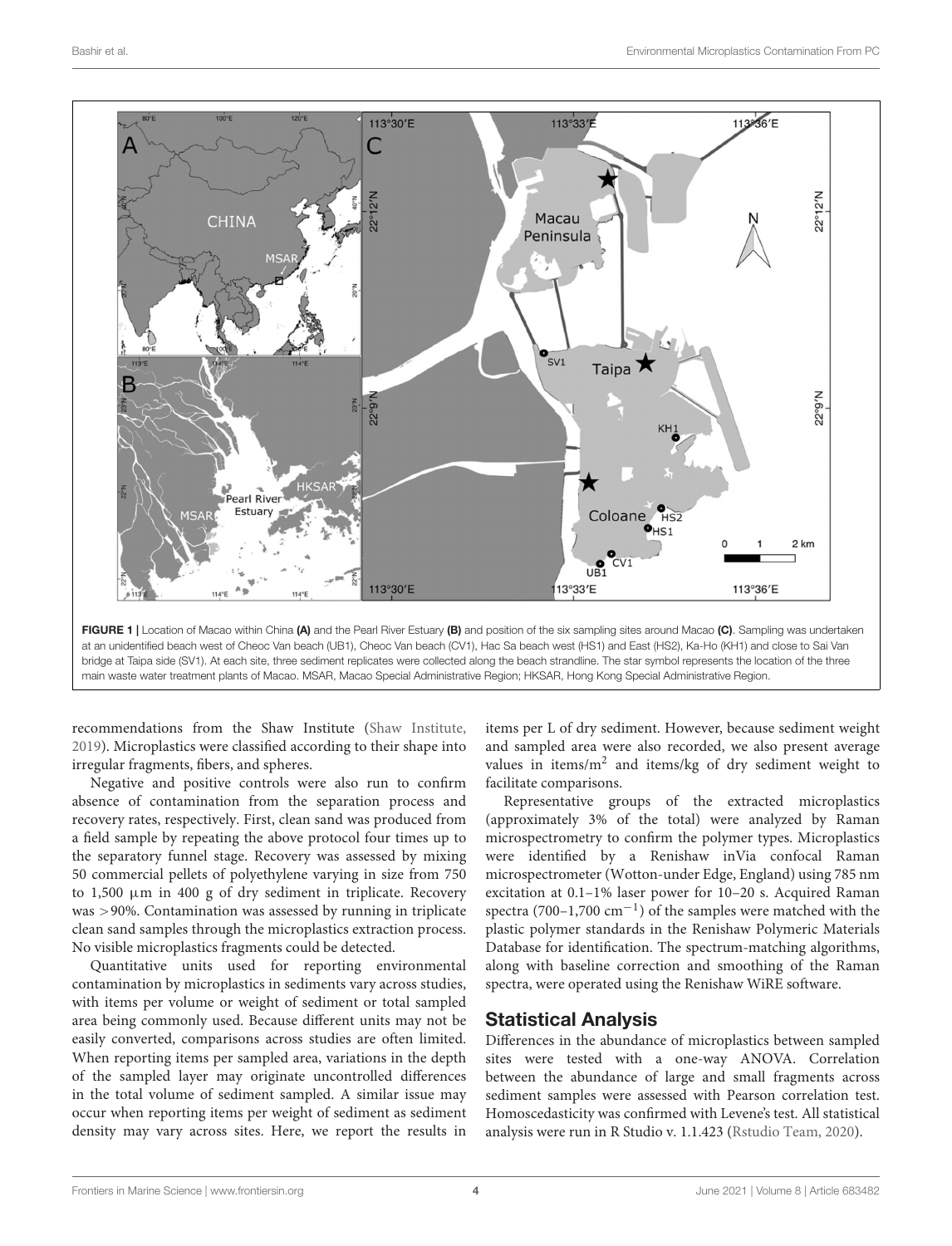FIGURE 1 | Location of Macao within China **(A)** and the Pearl River Estuary **(B)** and position of the six sampling sites around Macao **(C)**. Sampling was undertaken at an unidentified beach west of Cheoc Van beach (UB1), Cheoc Van beach (CV1), Hac Sa beach west (HS1) and East (HS2), Ka-Ho (KH1) and close to Sai Van bridge at Taipa side (SV1). At each site, three sediment replicates were collected along the beach strandline. The star symbol represents the location of the three main waste water treatment plants of Macao. MSAR, Macao Special Administrative Region; HKSAR, Hong Kong Special Administrative Region.

recommendations from the Shaw Institute (Shaw Institute, 2019). Microplastics were classified according to their shape into irregular fragments, fibers, and spheres.

Negative and positive controls were also run to confirm absence of contamination from the separation process and recovery rates, respectively. First, clean sand was produced from a field sample by repeating the above protocol four times up to the separatory funnel stage. Recovery was assessed by mixing 50 commercial pellets of polyethylene varying in size from 750 to 1,500 μm in 400 g of dry sediment in triplicate. Recovery was >90%. Contamination was assessed by running in triplicate clean sand samples through the microplastics extraction process. No visible microplastics fragments could be detected.

Quantitative units used for reporting environmental contamination by microplastics in sediments vary across studies, with items per volume or weight of sediment or total sampled area being commonly used. Because different units may not be easily converted, comparisons across studies are often limited. When reporting items per sampled area, variations in the depth of the sampled layer may originate uncontrolled differences in the total volume of sediment sampled. A similar issue may occur when reporting items per weight of sediment as sediment density may vary across sites. Here, we report the results in items per L of dry sediment. However, because sediment weight and sampled area were also recorded, we also present average values in items/$m^2$ and items/kg of dry sediment weight to facilitate comparisons.

Representative groups of the extracted microplastics (approximately 3% of the total) were analyzed by Raman microspectrometry to confirm the polymer types. Microplastics were identified by a Renishaw inVia confocal Raman microspectrometer (Wotton-under Edge, England) using 785 nm excitation at 0.1–1% laser power for 10–20 s. Acquired Raman spectra (700–1,700 $cm^{-1}$) of the samples were matched with the plastic polymer standards in the Renishaw Polymeric Materials Database for identification. The spectrum-matching algorithms, along with baseline correction and smoothing of the Raman spectra, were operated using the Renishaw WiRE software.

## Statistical Analysis

Differences in the abundance of microplastics between sampled sites were tested with a one-way ANOVA. Correlation between the abundance of large and small fragments across sediment samples were assessed with Pearson correlation test. Homoscedasticity was confirmed with Levene's test. All statistical analysis were run in R Studio v. 1.1.423 (Rstudio Team, 2020).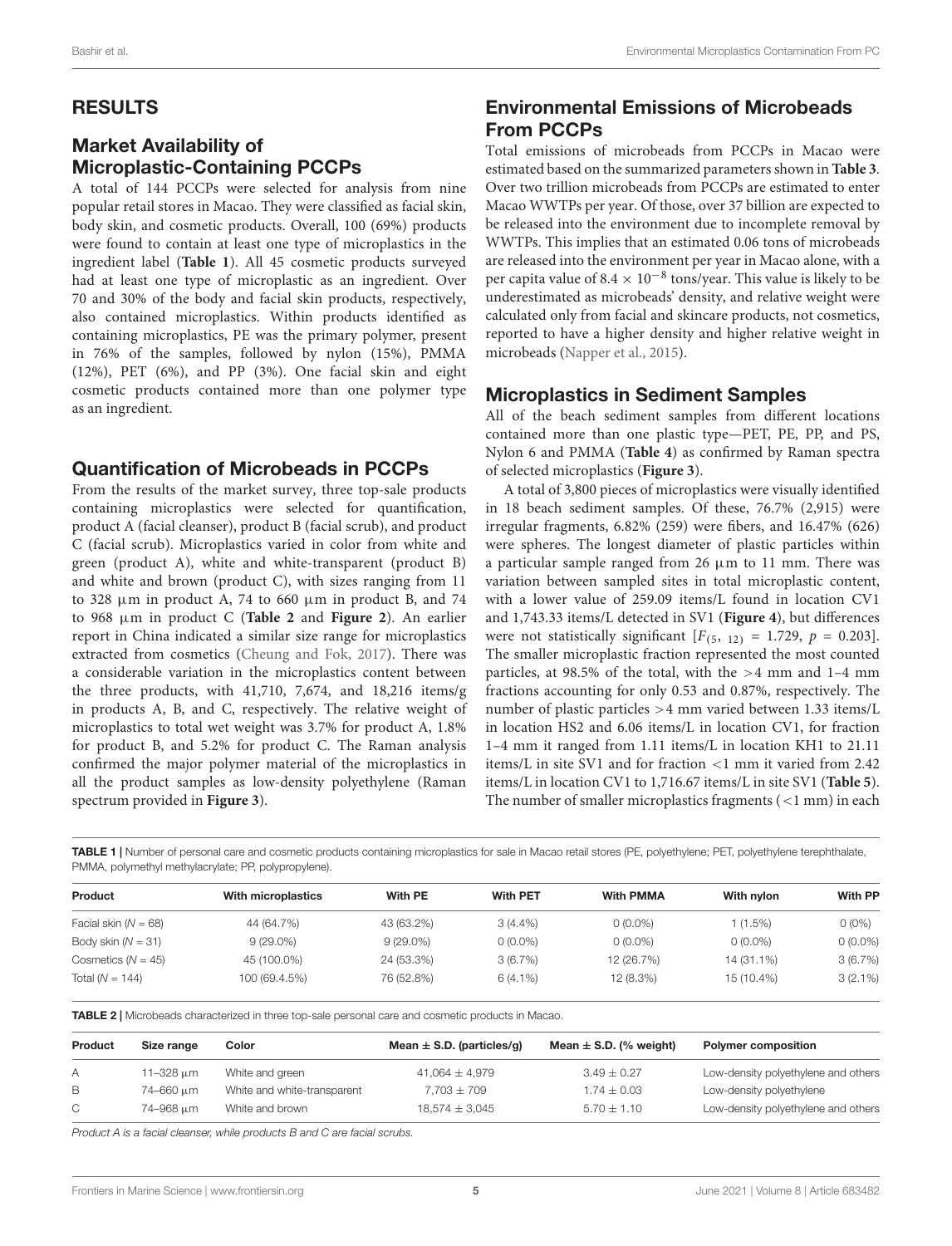## RESULTS

### Market Availability of Microplastic-Containing PCCPs

A total of 144 PCCPs were selected for analysis from nine popular retail stores in Macao. They were classified as facial skin, body skin, and cosmetic products. Overall, 100 (69%) products were found to contain at least one type of microplastics in the ingredient label (**Table 1**). All 45 cosmetic products surveyed had at least one type of microplastic as an ingredient. Over 70 and 30% of the body and facial skin products, respectively, also contained microplastics. Within products identified as containing microplastics, PE was the primary polymer, present in 76% of the samples, followed by nylon (15%), PMMA (12%), PET (6%), and PP (3%). One facial skin and eight cosmetic products contained more than one polymer type as an ingredient.

### Quantification of Microbeads in PCCPs

From the results of the market survey, three top-sale products containing microplastics were selected for quantification, product A (facial cleanser), product B (facial scrub), and product C (facial scrub). Microplastics varied in color from white and green (product A), white and white-transparent (product B) and white and brown (product C), with sizes ranging from 11 to 328 μm in product A, 74 to 660 μm in product B, and 74 to 968 μm in product C (**Table 2** and **Figure 2**). An earlier report in China indicated a similar size range for microplastics extracted from cosmetics (Cheung and Fok, 2017). There was a considerable variation in the microplastics content between the three products, with 41,710, 7,674, and 18,216 items/g in products A, B, and C, respectively. The relative weight of microplastics to total wet weight was 3.7% for product A, 1.8% for product B, and 5.2% for product C. The Raman analysis confirmed the major polymer material of the microplastics in all the product samples as low-density polyethylene (Raman spectrum provided in **Figure 3**).

### Environmental Emissions of Microbeads From PCCPs

Total emissions of microbeads from PCCPs in Macao were estimated based on the summarized parameters shown in **Table 3**. Over two trillion microbeads from PCCPs are estimated to enter Macao WWTPs per year. Of those, over 37 billion are expected to be released into the environment due to incomplete removal by WWTPs. This implies that an estimated 0.06 tons of microbeads are released into the environment per year in Macao alone, with a per capita value of $8.4 \times 10^{-8}$ tons/year. This value is likely to be underestimated as microbeads' density, and relative weight were calculated only from facial and skincare products, not cosmetics, reported to have a higher density and higher relative weight in microbeads (Napper et al., 2015).

### Microplastics in Sediment Samples

All of the beach sediment samples from different locations contained more than one plastic type—PET, PE, PP, and PS, Nylon 6 and PMMA (**Table 4**) as confirmed by Raman spectra of selected microplastics (**Figure 3**).

A total of 3,800 pieces of microplastics were visually identified in 18 beach sediment samples. Of these, 76.7% (2,915) were irregular fragments, 6.82% (259) were fibers, and 16.47% (626) were spheres. The longest diameter of plastic particles within a particular sample ranged from 26 μm to 11 mm. There was variation between sampled sites in total microplastic content, with a lower value of 259.09 items/L found in location CV1 and 1,743.33 items/L detected in SV1 (**Figure 4**), but differences were not statistically significant [$F_{(5,\ 12)} = 1.729$, $p = 0.203$]. The smaller microplastic fraction represented the most counted particles, at 98.5% of the total, with the >4 mm and 1–4 mm fractions accounting for only 0.53 and 0.87%, respectively. The number of plastic particles >4 mm varied between 1.33 items/L in location HS2 and 6.06 items/L in location CV1, for fraction 1–4 mm it ranged from 1.11 items/L in location KH1 to 21.11 items/L in site SV1 and for fraction <1 mm it varied from 2.42 items/L in location CV1 to 1,716.67 items/L in site SV1 (**Table 5**). The number of smaller microplastics fragments (<1 mm) in each

**TABLE 1** | Number of personal care and cosmetic products containing microplastics for sale in Macao retail stores (PE, polyethylene; PET, polyethylene terephthalate, PMMA, polymethyl methylacrylate; PP, polypropylene).

| Product | With microplastics | With PE | With PET | With PMMA | With nylon | With PP |
|---|---|---|---|---|---|---|
| Facial skin (*N* = 68) | 44 (64.7%) | 43 (63.2%) | 3 (4.4%) | 0 (0.0%) | 1 (1.5%) | 0 (0%) |
| Body skin (*N* = 31) | 9 (29.0%) | 9 (29.0%) | 0 (0.0%) | 0 (0.0%) | 0 (0.0%) | 0 (0.0%) |
| Cosmetics (*N* = 45) | 45 (100.0%) | 24 (53.3%) | 3 (6.7%) | 12 (26.7%) | 14 (31.1%) | 3 (6.7%) |
| Total (*N* = 144) | 100 (69.4.5%) | 76 (52.8%) | 6 (4.1%) | 12 (8.3%) | 15 (10.4%) | 3 (2.1%) |

**TABLE 2** | Microbeads characterized in three top-sale personal care and cosmetic products in Macao.

| Product | Size range | Color | Mean ± S.D. (particles/g) | Mean ± S.D. (% weight) | Polymer composition |
|---|---|---|---|---|---|
| A | 11–328 μm | White and green | 41,064 ± 4,979 | 3.49 ± 0.27 | Low-density polyethylene and others |
| B | 74–660 μm | White and white-transparent | 7,703 ± 709 | 1.74 ± 0.03 | Low-density polyethylene |
| C | 74–968 μm | White and brown | 18,574 ± 3,045 | 5.70 ± 1.10 | Low-density polyethylene and others |

*Product A is a facial cleanser, while products B and C are facial scrubs.*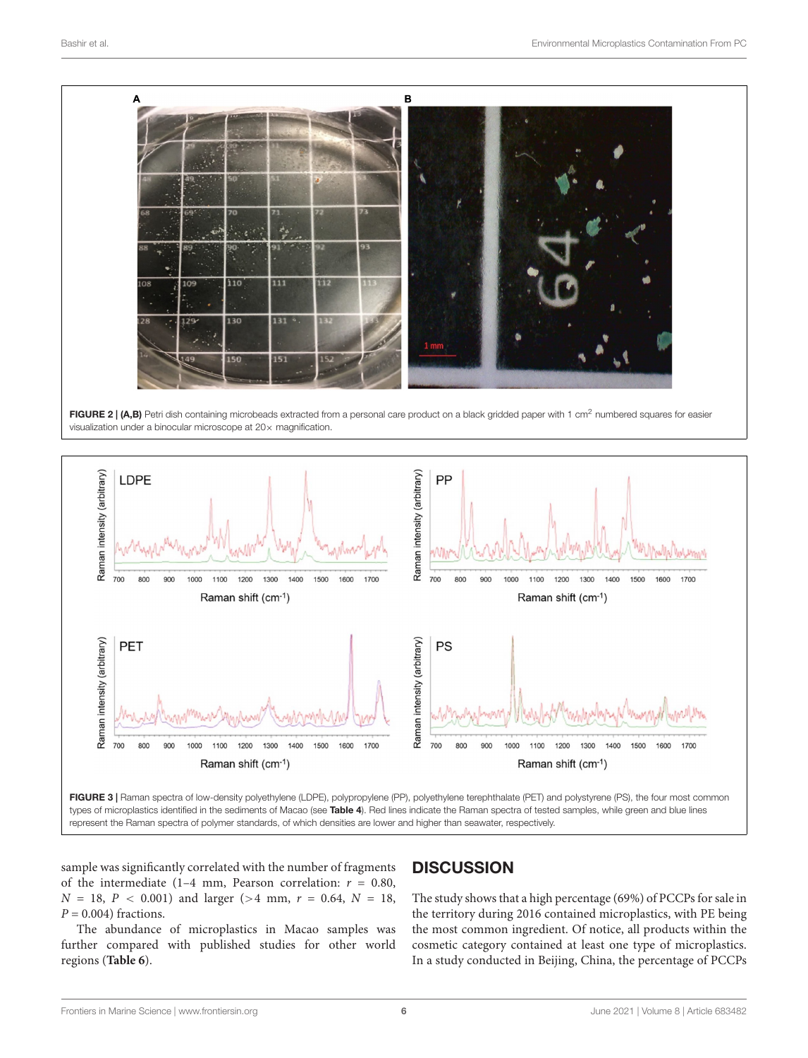FIGURE 2 | **(A,B)** Petri dish containing microbeads extracted from a personal care product on a black gridded paper with 1 $cm^2$ numbered squares for easier visualization under a binocular microscope at 20× magnification.

FIGURE 3 | Raman spectra of low-density polyethylene (LDPE), polypropylene (PP), polyethylene terephthalate (PET) and polystyrene (PS), the four most common types of microplastics identified in the sediments of Macao (see **Table 4**). Red lines indicate the Raman spectra of tested samples, while green and blue lines represent the Raman spectra of polymer standards, of which densities are lower and higher than seawater, respectively.

sample was significantly correlated with the number of fragments of the intermediate (1–4 mm, Pearson correlation: $r$ = 0.80, $N$ = 18, $P$ < 0.001) and larger (>4 mm, $r$ = 0.64, $N$ = 18, $P$ = 0.004) fractions.

The abundance of microplastics in Macao samples was further compared with published studies for other world regions (**Table 6**).

## DISCUSSION

The study shows that a high percentage (69%) of PCCPs for sale in the territory during 2016 contained microplastics, with PE being the most common ingredient. Of notice, all products within the cosmetic category contained at least one type of microplastics. In a study conducted in Beijing, China, the percentage of PCCPs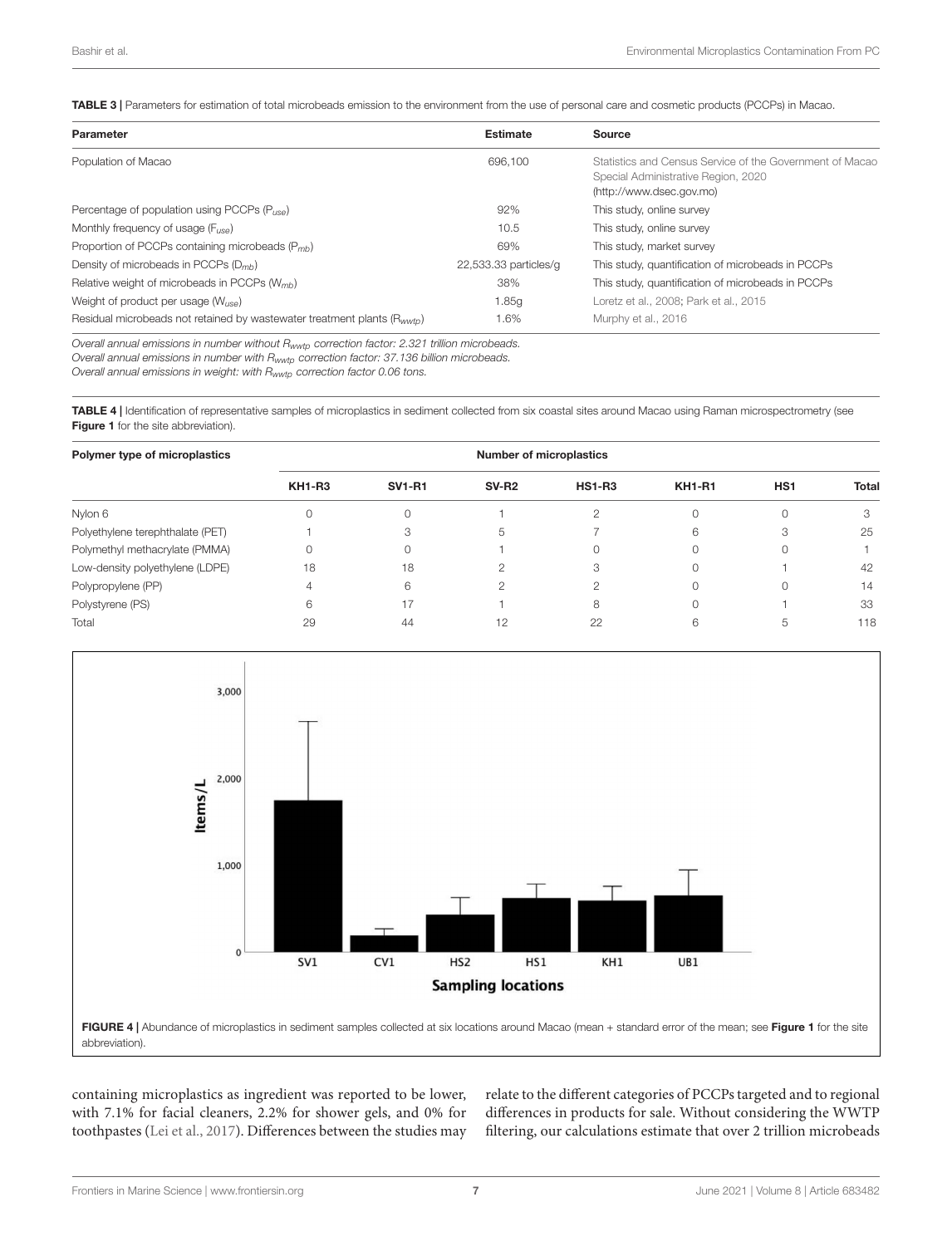**TABLE 3 |** Parameters for estimation of total microbeads emission to the environment from the use of personal care and cosmetic products (PCCPs) in Macao.

| Parameter | Estimate | Source |
|---|---|---|
| Population of Macao | 696,100 | Statistics and Census Service of the Government of Macao Special Administrative Region, 2020 (http://www.dsec.gov.mo) |
| Percentage of population using PCCPs ($P_{use}$) | 92% | This study, online survey |
| Monthly frequency of usage ($F_{use}$) | 10.5 | This study, online survey |
| Proportion of PCCPs containing microbeads ($P_{mb}$) | 69% | This study, market survey |
| Density of microbeads in PCCPs ($D_{mb}$) | 22,533.33 particles/g | This study, quantification of microbeads in PCCPs |
| Relative weight of microbeads in PCCPs ($W_{mb}$) | 38% | This study, quantification of microbeads in PCCPs |
| Weight of product per usage ($W_{use}$) | 1.85g | Loretz et al., 2008; Park et al., 2015 |
| Residual microbeads not retained by wastewater treatment plants ($R_{wwtp}$) | 1.6% | Murphy et al., 2016 |

*Overall annual emissions in number without $R_{wwtp}$ correction factor: 2.321 trillion microbeads.*
*Overall annual emissions in number with $R_{wwtp}$ correction factor: 37.136 billion microbeads.*
*Overall annual emissions in weight: with $R_{wwtp}$ correction factor 0.06 tons.*

**TABLE 4 |** Identification of representative samples of microplastics in sediment collected from six coastal sites around Macao using Raman microspectrometry (see **Figure 1** for the site abbreviation).

| Polymer type of microplastics | Number of microplastics | | | | | | |
|---|---|---|---|---|---|---|---|
| | KH1-R3 | SV1-R1 | SV-R2 | HS1-R3 | KH1-R1 | HS1 | Total |
| Nylon 6 | 0 | 0 | 1 | 2 | 0 | 0 | 3 |
| Polyethylene terephthalate (PET) | 1 | 3 | 5 | 7 | 6 | 3 | 25 |
| Polymethyl methacrylate (PMMA) | 0 | 0 | 1 | 0 | 0 | 0 | 1 |
| Low-density polyethylene (LDPE) | 18 | 18 | 2 | 3 | 0 | 1 | 42 |
| Polypropylene (PP) | 4 | 6 | 2 | 2 | 0 | 0 | 14 |
| Polystyrene (PS) | 6 | 17 | 1 | 8 | 0 | 1 | 33 |
| Total | 29 | 44 | 12 | 22 | 6 | 5 | 118 |

**FIGURE 4 |** Abundance of microplastics in sediment samples collected at six locations around Macao (mean + standard error of the mean; see **Figure 1** for the site abbreviation).

containing microplastics as ingredient was reported to be lower, with 7.1% for facial cleaners, 2.2% for shower gels, and 0% for toothpastes (Lei et al., 2017). Differences between the studies may relate to the different categories of PCCPs targeted and to regional differences in products for sale. Without considering the WWTP filtering, our calculations estimate that over 2 trillion microbeads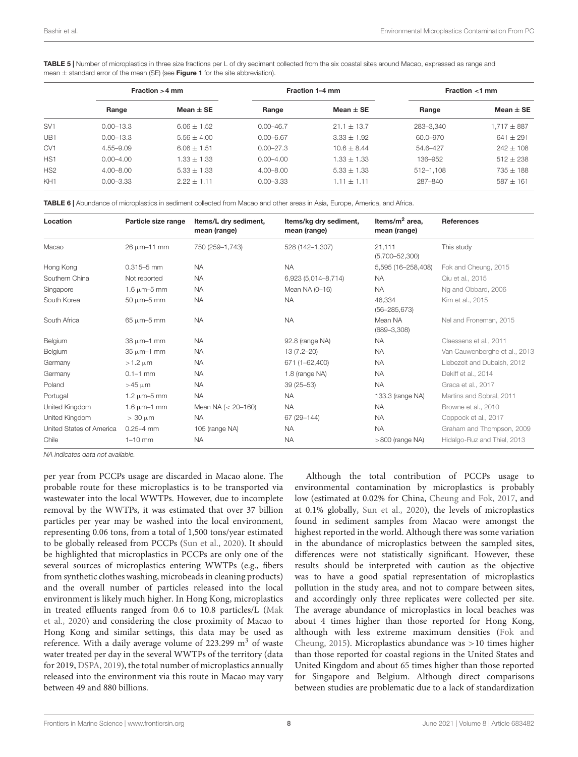**TABLE 5 |** Number of microplastics in three size fractions per L of dry sediment collected from the six coastal sites around Macao, expressed as range and mean ± standard error of the mean (SE) (see **Figure 1** for the site abbreviation).

| | Fraction >4 mm | | Fraction 1–4 mm | | Fraction <1 mm | |
|---|---|---|---|---|---|---|
| | Range | Mean ± SE | Range | Mean ± SE | Range | Mean ± SE |
| SV1 | 0.00–13.3 | 6.06 ± 1.52 | 0.00–46.7 | 21.1 ± 13.7 | 283–3,340 | 1,717 ± 887 |
| UB1 | 0.00–13.3 | 5.56 ± 4.00 | 0.00–6.67 | 3.33 ± 1.92 | 60.0–970 | 641 ± 291 |
| CV1 | 4.55–9.09 | 6.06 ± 1.51 | 0.00–27.3 | 10.6 ± 8.44 | 54.6–427 | 242 ± 108 |
| HS1 | 0.00–4.00 | 1.33 ± 1.33 | 0.00–4.00 | 1.33 ± 1.33 | 136–952 | 512 ± 238 |
| HS2 | 4.00–8.00 | 5.33 ± 1.33 | 4.00–8.00 | 5.33 ± 1.33 | 512–1,108 | 735 ± 188 |
| KH1 | 0.00–3.33 | 2.22 ± 1.11 | 0.00–3.33 | 1.11 ± 1.11 | 287–840 | 587 ± 161 |

**TABLE 6 |** Abundance of microplastics in sediment collected from Macao and other areas in Asia, Europe, America, and Africa.

| Location | Particle size range | Items/L dry sediment, mean (range) | Items/kg dry sediment, mean (range) | Items/m² area, mean (range) | References |
|---|---|---|---|---|---|
| Macao | 26 μm–11 mm | 750 (259–1,743) | 528 (142–1,307) | 21,111 (5,700–52,300) | This study |
| Hong Kong | 0.315–5 mm | NA | NA | 5,595 (16–258,408) | Fok and Cheung, 2015 |
| Southern China | Not reported | NA | 6,923 (5,014–8,714) | NA | Qiu et al., 2015 |
| Singapore | 1.6 μm–5 mm | NA | Mean NA (0–16) | NA | Ng and Obbard, 2006 |
| South Korea | 50 μm–5 mm | NA | NA | 46,334 (56–285,673) | Kim et al., 2015 |
| South Africa | 65 μm–5 mm | NA | NA | Mean NA (689–3,308) | Nel and Froneman, 2015 |
| Belgium | 38 μm–1 mm | NA | 92.8 (range NA) | NA | Claessens et al., 2011 |
| Belgium | 35 μm–1 mm | NA | 13 (7.2–20) | NA | Van Cauwenberghe et al., 2013 |
| Germany | >1.2 μm | NA | 671 (1–62,400) | NA | Liebezeit and Dubaish, 2012 |
| Germany | 0.1–1 mm | NA | 1.8 (range NA) | NA | Dekiff et al., 2014 |
| Poland | >45 μm | NA | 39 (25–53) | NA | Graca et al., 2017 |
| Portugal | 1.2 μm–5 mm | NA | NA | 133.3 (range NA) | Martins and Sobral, 2011 |
| United Kingdom | 1.6 μm–1 mm | Mean NA (< 20–160) | NA | NA | Browne et al., 2010 |
| United Kingdom | > 30 μm | NA | 67 (29–144) | NA | Coppock et al., 2017 |
| United States of America | 0.25–4 mm | 105 (range NA) | NA | NA | Graham and Thompson, 2009 |
| Chile | 1–10 mm | NA | NA | >800 (range NA) | Hidalgo-Ruz and Thiel, 2013 |

*NA indicates data not available.*

per year from PCCPs usage are discarded in Macao alone. The probable route for these microplastics is to be transported via wastewater into the local WWTPs. However, due to incomplete removal by the WWTPs, it was estimated that over 37 billion particles per year may be washed into the local environment, representing 0.06 tons, from a total of 1,500 tons/year estimated to be globally released from PCCPs (Sun et al., 2020). It should be highlighted that microplastics in PCCPs are only one of the several sources of microplastics entering WWTPs (e.g., fibers from synthetic clothes washing, microbeads in cleaning products) and the overall number of particles released into the local environment is likely much higher. In Hong Kong, microplastics in treated effluents ranged from 0.6 to 10.8 particles/L (Mak et al., 2020) and considering the close proximity of Macao to Hong Kong and similar settings, this data may be used as reference. With a daily average volume of 223.299 $m^3$ of waste water treated per day in the several WWTPs of the territory (data for 2019, DSPA, 2019), the total number of microplastics annually released into the environment via this route in Macao may vary between 49 and 880 billions.

Although the total contribution of PCCPs usage to environmental contamination by microplastics is probably low (estimated at 0.02% for China, Cheung and Fok, 2017, and at 0.1% globally, Sun et al., 2020), the levels of microplastics found in sediment samples from Macao were amongst the highest reported in the world. Although there was some variation in the abundance of microplastics between the sampled sites, differences were not statistically significant. However, these results should be interpreted with caution as the objective was to have a good spatial representation of microplastics pollution in the study area, and not to compare between sites, and accordingly only three replicates were collected per site. The average abundance of microplastics in local beaches was about 4 times higher than those reported for Hong Kong, although with less extreme maximum densities (Fok and Cheung, 2015). Microplastics abundance was >10 times higher than those reported for coastal regions in the United States and United Kingdom and about 65 times higher than those reported for Singapore and Belgium. Although direct comparisons between studies are problematic due to a lack of standardization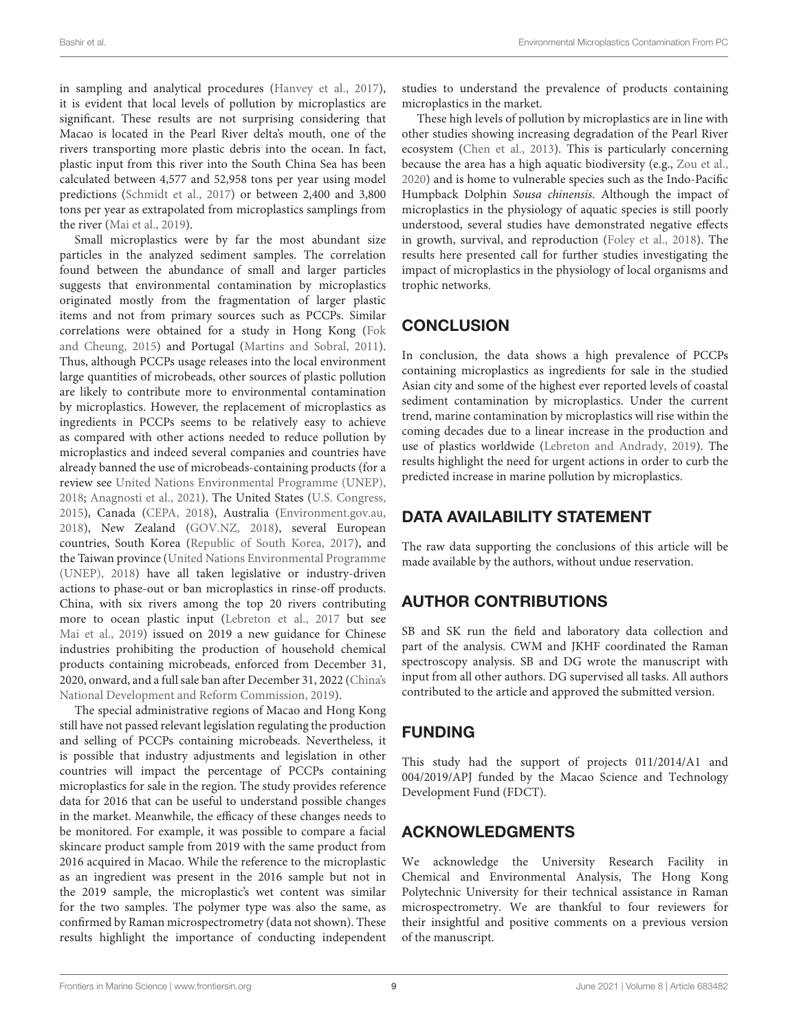in sampling and analytical procedures (Hanvey et al., 2017), it is evident that local levels of pollution by microplastics are significant. These results are not surprising considering that Macao is located in the Pearl River delta's mouth, one of the rivers transporting more plastic debris into the ocean. In fact, plastic input from this river into the South China Sea has been calculated between 4,577 and 52,958 tons per year using model predictions (Schmidt et al., 2017) or between 2,400 and 3,800 tons per year as extrapolated from microplastics samplings from the river (Mai et al., 2019).

Small microplastics were by far the most abundant size particles in the analyzed sediment samples. The correlation found between the abundance of small and larger particles suggests that environmental contamination by microplastics originated mostly from the fragmentation of larger plastic items and not from primary sources such as PCCPs. Similar correlations were obtained for a study in Hong Kong (Fok and Cheung, 2015) and Portugal (Martins and Sobral, 2011). Thus, although PCCPs usage releases into the local environment large quantities of microbeads, other sources of plastic pollution are likely to contribute more to environmental contamination by microplastics. However, the replacement of microplastics as ingredients in PCCPs seems to be relatively easy to achieve as compared with other actions needed to reduce pollution by microplastics and indeed several companies and countries have already banned the use of microbeads-containing products (for a review see United Nations Environmental Programme (UNEP), 2018; Anagnosti et al., 2021). The United States (U.S. Congress, 2015), Canada (CEPA, 2018), Australia (Environment.gov.au, 2018), New Zealand (GOV.NZ, 2018), several European countries, South Korea (Republic of South Korea, 2017), and the Taiwan province (United Nations Environmental Programme (UNEP), 2018) have all taken legislative or industry-driven actions to phase-out or ban microplastics in rinse-off products. China, with six rivers among the top 20 rivers contributing more to ocean plastic input (Lebreton et al., 2017 but see Mai et al., 2019) issued on 2019 a new guidance for Chinese industries prohibiting the production of household chemical products containing microbeads, enforced from December 31, 2020, onward, and a full sale ban after December 31, 2022 (China's National Development and Reform Commission, 2019).

The special administrative regions of Macao and Hong Kong still have not passed relevant legislation regulating the production and selling of PCCPs containing microbeads. Nevertheless, it is possible that industry adjustments and legislation in other countries will impact the percentage of PCCPs containing microplastics for sale in the region. The study provides reference data for 2016 that can be useful to understand possible changes in the market. Meanwhile, the efficacy of these changes needs to be monitored. For example, it was possible to compare a facial skincare product sample from 2019 with the same product from 2016 acquired in Macao. While the reference to the microplastic as an ingredient was present in the 2016 sample but not in the 2019 sample, the microplastic's wet content was similar for the two samples. The polymer type was also the same, as confirmed by Raman microspectrometry (data not shown). These results highlight the importance of conducting independent studies to understand the prevalence of products containing microplastics in the market.

These high levels of pollution by microplastics are in line with other studies showing increasing degradation of the Pearl River ecosystem (Chen et al., 2013). This is particularly concerning because the area has a high aquatic biodiversity (e.g., Zou et al., 2020) and is home to vulnerable species such as the Indo-Pacific Humpback Dolphin *Sousa chinensis*. Although the impact of microplastics in the physiology of aquatic species is still poorly understood, several studies have demonstrated negative effects in growth, survival, and reproduction (Foley et al., 2018). The results here presented call for further studies investigating the impact of microplastics in the physiology of local organisms and trophic networks.

## CONCLUSION

In conclusion, the data shows a high prevalence of PCCPs containing microplastics as ingredients for sale in the studied Asian city and some of the highest ever reported levels of coastal sediment contamination by microplastics. Under the current trend, marine contamination by microplastics will rise within the coming decades due to a linear increase in the production and use of plastics worldwide (Lebreton and Andrady, 2019). The results highlight the need for urgent actions in order to curb the predicted increase in marine pollution by microplastics.

## DATA AVAILABILITY STATEMENT

The raw data supporting the conclusions of this article will be made available by the authors, without undue reservation.

## AUTHOR CONTRIBUTIONS

SB and SK run the field and laboratory data collection and part of the analysis. CWM and JKHF coordinated the Raman spectroscopy analysis. SB and DG wrote the manuscript with input from all other authors. DG supervised all tasks. All authors contributed to the article and approved the submitted version.

## FUNDING

This study had the support of projects 011/2014/A1 and 004/2019/APJ funded by the Macao Science and Technology Development Fund (FDCT).

## ACKNOWLEDGMENTS

We acknowledge the University Research Facility in Chemical and Environmental Analysis, The Hong Kong Polytechnic University for their technical assistance in Raman microspectrometry. We are thankful to four reviewers for their insightful and positive comments on a previous version of the manuscript.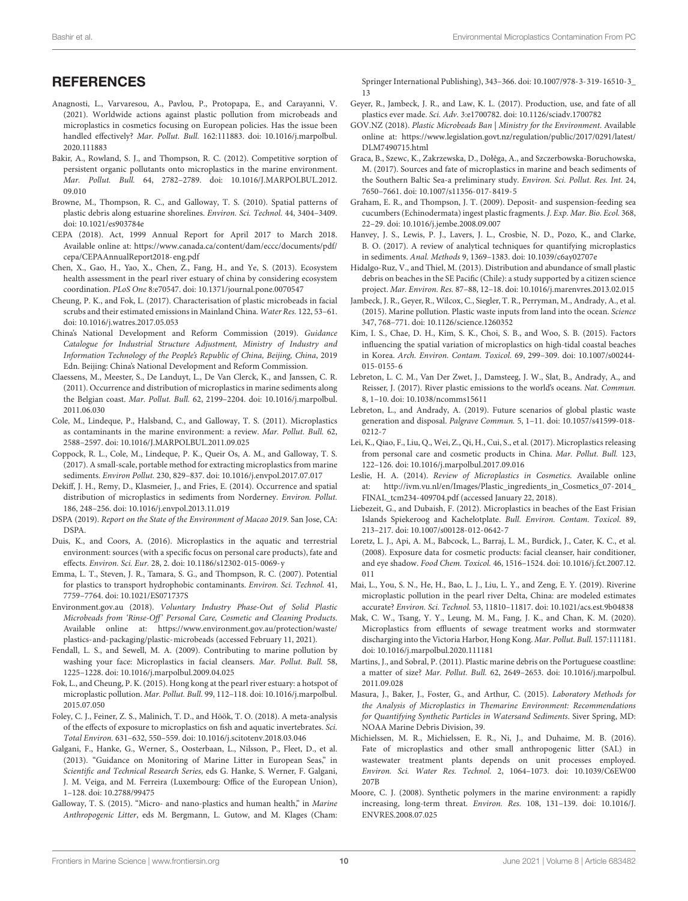## REFERENCES

Anagnosti, L., Varvaresou, A., Pavlou, P., Protopapa, E., and Carayanni, V. (2021). Worldwide actions against plastic pollution from microbeads and microplastics in cosmetics focusing on European policies. Has the issue been handled effectively? *Mar. Pollut. Bull.* 162:111883. doi: 10.1016/j.marpolbul.2020.111883

Bakir, A., Rowland, S. J., and Thompson, R. C. (2012). Competitive sorption of persistent organic pollutants onto microplastics in the marine environment. *Mar. Pollut. Bull.* 64, 2782–2789. doi: 10.1016/J.MARPOLBUL.2012.09.010

Browne, M., Thompson, R. C., and Galloway, T. S. (2010). Spatial patterns of plastic debris along estuarine shorelines. *Environ. Sci. Technol.* 44, 3404–3409. doi: 10.1021/es903784e

CEPA (2018). Act, 1999 Annual Report for April 2017 to March 2018. Available online at: https://www.canada.ca/content/dam/eccc/documents/pdf/cepa/CEPAAnnualReport2018-eng.pdf

Chen, X., Gao, H., Yao, X., Chen, Z., Fang, H., and Ye, S. (2013). Ecosystem health assessment in the pearl river estuary of china by considering ecosystem coordination. *PLoS One* 8:e70547. doi: 10.1371/journal.pone.0070547

Cheung, P. K., and Fok, L. (2017). Characterisation of plastic microbeads in facial scrubs and their estimated emissions in Mainland China. *Water Res.* 122, 53–61. doi: 10.1016/j.watres.2017.05.053

China's National Development and Reform Commission (2019). *Guidance Catalogue for Industrial Structure Adjustment, Ministry of Industry and Information Technology of the People's Republic of China, Beijing, China*, 2019 Edn. Beijing: China's National Development and Reform Commission.

Claessens, M., Meester, S., De Landuyt, L., De Van Clerck, K., and Janssen, C. R. (2011). Occurrence and distribution of microplastics in marine sediments along the Belgian coast. *Mar. Pollut. Bull.* 62, 2199–2204. doi: 10.1016/j.marpolbul.2011.06.030

Cole, M., Lindeque, P., Halsband, C., and Galloway, T. S. (2011). Microplastics as contaminants in the marine environment: a review. *Mar. Pollut. Bull.* 62, 2588–2597. doi: 10.1016/J.MARPOLBUL.2011.09.025

Coppock, R. L., Cole, M., Lindeque, P. K., Queir Os, A. M., and Galloway, T. S. (2017). A small-scale, portable method for extracting microplastics from marine sediments. *Environ Pollut.* 230, 829–837. doi: 10.1016/j.envpol.2017.07.017

Dekiff, J. H., Remy, D., Klasmeier, J., and Fries, E. (2014). Occurrence and spatial distribution of microplastics in sediments from Norderney. *Environ. Pollut.* 186, 248–256. doi: 10.1016/j.envpol.2013.11.019

DSPA (2019). *Report on the State of the Environment of Macao 2019*. San Jose, CA: DSPA.

Duis, K., and Coors, A. (2016). Microplastics in the aquatic and terrestrial environment: sources (with a specific focus on personal care products), fate and effects. *Environ. Sci. Eur.* 28, 2. doi: 10.1186/s12302-015-0069-y

Emma, L. T., Steven, J. R., Tamara, S. G., and Thompson, R. C. (2007). Potential for plastics to transport hydrophobic contaminants. *Environ. Sci. Technol.* 41, 7759–7764. doi: 10.1021/ES071737S

Environment.gov.au (2018). *Voluntary Industry Phase-Out of Solid Plastic Microbeads from 'Rinse-Off' Personal Care, Cosmetic and Cleaning Products*. Available online at: https://www.environment.gov.au/protection/waste/plastics-and-packaging/plastic-microbeads (accessed February 11, 2021).

Fendall, L. S., and Sewell, M. A. (2009). Contributing to marine pollution by washing your face: Microplastics in facial cleansers. *Mar. Pollut. Bull.* 58, 1225–1228. doi: 10.1016/j.marpolbul.2009.04.025

Fok, L., and Cheung, P. K. (2015). Hong kong at the pearl river estuary: a hotspot of microplastic pollution. *Mar. Pollut. Bull.* 99, 112–118. doi: 10.1016/j.marpolbul.2015.07.050

Foley, C. J., Feiner, Z. S., Malinich, T. D., and Höök, T. O. (2018). A meta-analysis of the effects of exposure to microplastics on fish and aquatic invertebrates. *Sci. Total Environ.* 631–632, 550–559. doi: 10.1016/j.scitotenv.2018.03.046

Galgani, F., Hanke, G., Werner, S., Oosterbaan, L., Nilsson, P., Fleet, D., et al. (2013). "Guidance on Monitoring of Marine Litter in European Seas," in *Scientific and Technical Research Series*, eds G. Hanke, S. Werner, F. Galgani, J. M. Veiga, and M. Ferreira (Luxembourg: Office of the European Union), 1–128. doi: 10.2788/99475

Galloway, T. S. (2015). "Micro- and nano-plastics and human health," in *Marine Anthropogenic Litter*, eds M. Bergmann, L. Gutow, and M. Klages (Cham: Springer International Publishing), 343–366. doi: 10.1007/978-3-319-16510-3_13

Geyer, R., Jambeck, J. R., and Law, K. L. (2017). Production, use, and fate of all plastics ever made. *Sci. Adv.* 3:e1700782. doi: 10.1126/sciadv.1700782

GOV.NZ (2018). *Plastic Microbeads Ban | Ministry for the Environment*. Available online at: https://www.legislation.govt.nz/regulation/public/2017/0291/latest/DLM7490715.html

Graca, B., Szewc, K., Zakrzewska, D., Dołęga, A., and Szczerbowska-Boruchowska, M. (2017). Sources and fate of microplastics in marine and beach sediments of the Southern Baltic Sea-a preliminary study. *Environ. Sci. Pollut. Res. Int.* 24, 7650–7661. doi: 10.1007/s11356-017-8419-5

Graham, E. R., and Thompson, J. T. (2009). Deposit- and suspension-feeding sea cucumbers (Echinodermata) ingest plastic fragments. *J. Exp. Mar. Bio. Ecol.* 368, 22–29. doi: 10.1016/j.jembe.2008.09.007

Hanvey, J. S., Lewis, P. J., Lavers, J. L., Crosbie, N. D., Pozo, K., and Clarke, B. O. (2017). A review of analytical techniques for quantifying microplastics in sediments. *Anal. Methods* 9, 1369–1383. doi: 10.1039/c6ay02707e

Hidalgo-Ruz, V., and Thiel, M. (2013). Distribution and abundance of small plastic debris on beaches in the SE Pacific (Chile): a study supported by a citizen science project. *Mar. Environ. Res.* 87–88, 12–18. doi: 10.1016/j.marenvres.2013.02.015

Jambeck, J. R., Geyer, R., Wilcox, C., Siegler, T. R., Perryman, M., Andrady, A., et al. (2015). Marine pollution. Plastic waste inputs from land into the ocean. *Science* 347, 768–771. doi: 10.1126/science.1260352

Kim, I. S., Chae, D. H., Kim, S. K., Choi, S. B., and Woo, S. B. (2015). Factors influencing the spatial variation of microplastics on high-tidal coastal beaches in Korea. *Arch. Environ. Contam. Toxicol.* 69, 299–309. doi: 10.1007/s00244-015-0155-6

Lebreton, L. C. M., Van Der Zwet, J., Damsteeg, J. W., Slat, B., Andrady, A., and Reisser, J. (2017). River plastic emissions to the world's oceans. *Nat. Commun.* 8, 1–10. doi: 10.1038/ncomms15611

Lebreton, L., and Andrady, A. (2019). Future scenarios of global plastic waste generation and disposal. *Palgrave Commun.* 5, 1–11. doi: 10.1057/s41599-018-0212-7

Lei, K., Qiao, F., Liu, Q., Wei, Z., Qi, H., Cui, S., et al. (2017). Microplastics releasing from personal care and cosmetic products in China. *Mar. Pollut. Bull.* 123, 122–126. doi: 10.1016/j.marpolbul.2017.09.016

Leslie, H. A. (2014). *Review of Microplastics in Cosmetics*. Available online at: http://ivm.vu.nl/en/Images/Plastic_ingredients_in_Cosmetics_07-2014_FINAL_tcm234-409704.pdf (accessed January 22, 2018).

Liebezeit, G., and Dubaish, F. (2012). Microplastics in beaches of the East Frisian Islands Spiekeroog and Kachelotplate. *Bull. Environ. Contam. Toxicol.* 89, 213–217. doi: 10.1007/s00128-012-0642-7

Loretz, L. J., Api, A. M., Babcock, L., Barraj, L. M., Burdick, J., Cater, K. C., et al. (2008). Exposure data for cosmetic products: facial cleanser, hair conditioner, and eye shadow. *Food Chem. Toxicol.* 46, 1516–1524. doi: 10.1016/j.fct.2007.12.011

Mai, L., You, S. N., He, H., Bao, L. J., Liu, L. Y., and Zeng, E. Y. (2019). Riverine microplastic pollution in the pearl river Delta, China: are modeled estimates accurate? *Environ. Sci. Technol.* 53, 11810–11817. doi: 10.1021/acs.est.9b04838

Mak, C. W., Tsang, Y. Y., Leung, M. M., Fang, J. K., and Chan, K. M. (2020). Microplastics from effluents of sewage treatment works and stormwater discharging into the Victoria Harbor, Hong Kong. *Mar. Pollut. Bull.* 157:111181. doi: 10.1016/j.marpolbul.2020.111181

Martins, J., and Sobral, P. (2011). Plastic marine debris on the Portuguese coastline: a matter of size? *Mar. Pollut. Bull.* 62, 2649–2653. doi: 10.1016/j.marpolbul.2011.09.028

Masura, J., Baker, J., Foster, G., and Arthur, C. (2015). *Laboratory Methods for the Analysis of Microplastics in Themarine Environment: Recommendations for Quantifying Synthetic Particles in Watersand Sediments*. Siver Spring, MD: NOAA Marine Debris Division, 39.

Michielssen, M. R., Michielssen, E. R., Ni, J., and Duhaime, M. B. (2016). Fate of microplastics and other small anthropogenic litter (SAL) in wastewater treatment plants depends on unit processes employed. *Environ. Sci. Water Res. Technol.* 2, 1064–1073. doi: 10.1039/C6EW00207B

Moore, C. J. (2008). Synthetic polymers in the marine environment: a rapidly increasing, long-term threat. *Environ. Res.* 108, 131–139. doi: 10.1016/J.ENVRES.2008.07.025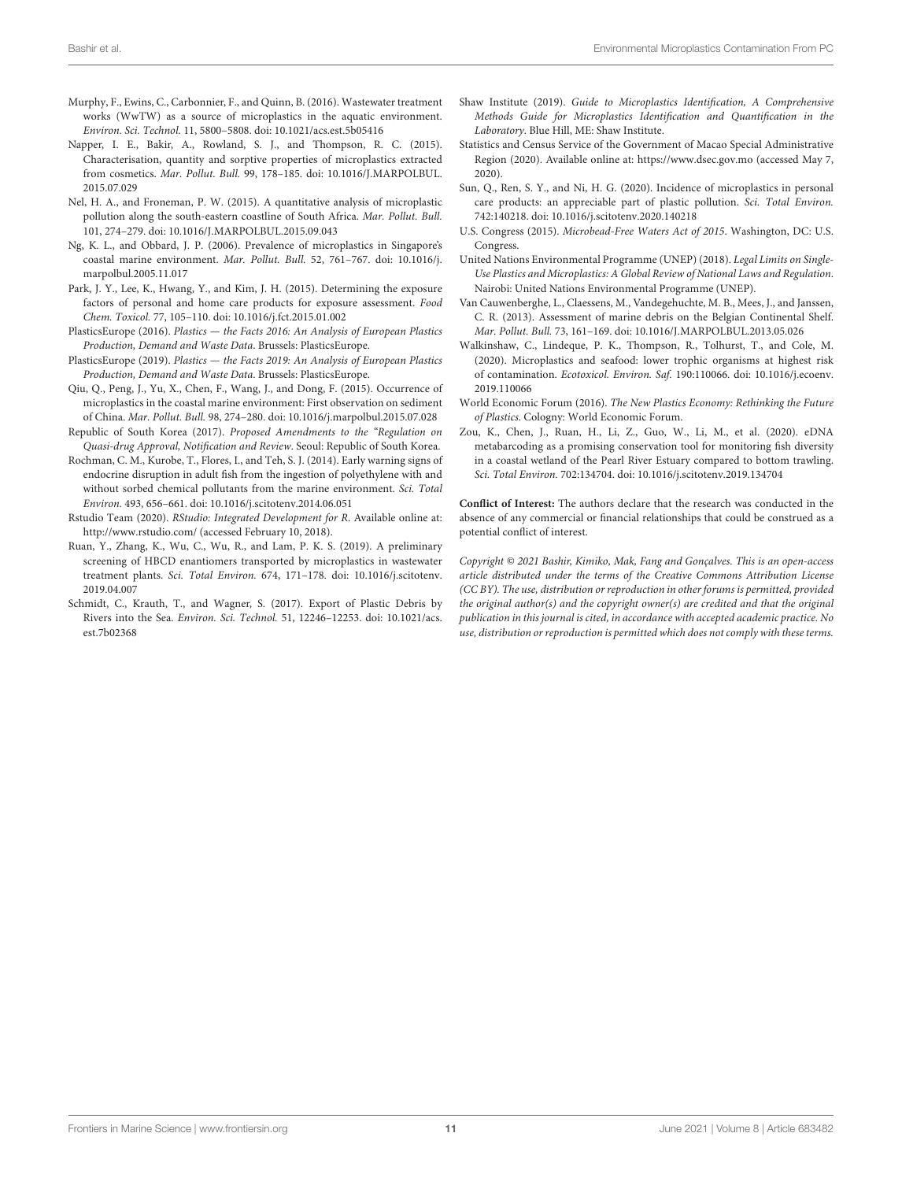Murphy, F., Ewins, C., Carbonnier, F., and Quinn, B. (2016). Wastewater treatment works (WwTW) as a source of microplastics in the aquatic environment. *Environ. Sci. Technol.* 11, 5800–5808. doi: 10.1021/acs.est.5b05416

Napper, I. E., Bakir, A., Rowland, S. J., and Thompson, R. C. (2015). Characterisation, quantity and sorptive properties of microplastics extracted from cosmetics. *Mar. Pollut. Bull.* 99, 178–185. doi: 10.1016/J.MARPOLBUL.2015.07.029

Nel, H. A., and Froneman, P. W. (2015). A quantitative analysis of microplastic pollution along the south-eastern coastline of South Africa. *Mar. Pollut. Bull.* 101, 274–279. doi: 10.1016/J.MARPOLBUL.2015.09.043

Ng, K. L., and Obbard, J. P. (2006). Prevalence of microplastics in Singapore's coastal marine environment. *Mar. Pollut. Bull.* 52, 761–767. doi: 10.1016/j.marpolbul.2005.11.017

Park, J. Y., Lee, K., Hwang, Y., and Kim, J. H. (2015). Determining the exposure factors of personal and home care products for exposure assessment. *Food Chem. Toxicol.* 77, 105–110. doi: 10.1016/j.fct.2015.01.002

PlasticsEurope (2016). *Plastics — the Facts 2016: An Analysis of European Plastics Production, Demand and Waste Data*. Brussels: PlasticsEurope.

PlasticsEurope (2019). *Plastics — the Facts 2019: An Analysis of European Plastics Production, Demand and Waste Data*. Brussels: PlasticsEurope.

Qiu, Q., Peng, J., Yu, X., Chen, F., Wang, J., and Dong, F. (2015). Occurrence of microplastics in the coastal marine environment: First observation on sediment of China. *Mar. Pollut. Bull.* 98, 274–280. doi: 10.1016/j.marpolbul.2015.07.028

Republic of South Korea (2017). *Proposed Amendments to the "Regulation on Quasi-drug Approval, Notification and Review*. Seoul: Republic of South Korea.

Rochman, C. M., Kurobe, T., Flores, I., and Teh, S. J. (2014). Early warning signs of endocrine disruption in adult fish from the ingestion of polyethylene with and without sorbed chemical pollutants from the marine environment. *Sci. Total Environ.* 493, 656–661. doi: 10.1016/j.scitotenv.2014.06.051

Rstudio Team (2020). *RStudio: Integrated Development for R*. Available online at: http://www.rstudio.com/ (accessed February 10, 2018).

Ruan, Y., Zhang, K., Wu, C., Wu, R., and Lam, P. K. S. (2019). A preliminary screening of HBCD enantiomers transported by microplastics in wastewater treatment plants. *Sci. Total Environ.* 674, 171–178. doi: 10.1016/j.scitotenv.2019.04.007

Schmidt, C., Krauth, T., and Wagner, S. (2017). Export of Plastic Debris by Rivers into the Sea. *Environ. Sci. Technol.* 51, 12246–12253. doi: 10.1021/acs.est.7b02368

Shaw Institute (2019). *Guide to Microplastics Identification, A Comprehensive Methods Guide for Microplastics Identification and Quantification in the Laboratory*. Blue Hill, ME: Shaw Institute.

Statistics and Census Service of the Government of Macao Special Administrative Region (2020). Available online at: https://www.dsec.gov.mo (accessed May 7, 2020).

Sun, Q., Ren, S. Y., and Ni, H. G. (2020). Incidence of microplastics in personal care products: an appreciable part of plastic pollution. *Sci. Total Environ.* 742:140218. doi: 10.1016/j.scitotenv.2020.140218

U.S. Congress (2015). *Microbead-Free Waters Act of 2015*. Washington, DC: U.S. Congress.

United Nations Environmental Programme (UNEP) (2018). *Legal Limits on Single-Use Plastics and Microplastics: A Global Review of National Laws and Regulation*. Nairobi: United Nations Environmental Programme (UNEP).

Van Cauwenberghe, L., Claessens, M., Vandegehuchte, M. B., Mees, J., and Janssen, C. R. (2013). Assessment of marine debris on the Belgian Continental Shelf. *Mar. Pollut. Bull.* 73, 161–169. doi: 10.1016/J.MARPOLBUL.2013.05.026

Walkinshaw, C., Lindeque, P. K., Thompson, R., Tolhurst, T., and Cole, M. (2020). Microplastics and seafood: lower trophic organisms at highest risk of contamination. *Ecotoxicol. Environ. Saf.* 190:110066. doi: 10.1016/j.ecoenv.2019.110066

World Economic Forum (2016). *The New Plastics Economy: Rethinking the Future of Plastics*. Cologny: World Economic Forum.

Zou, K., Chen, J., Ruan, H., Li, Z., Guo, W., Li, M., et al. (2020). eDNA metabarcoding as a promising conservation tool for monitoring fish diversity in a coastal wetland of the Pearl River Estuary compared to bottom trawling. *Sci. Total Environ.* 702:134704. doi: 10.1016/j.scitotenv.2019.134704

**Conflict of Interest:** The authors declare that the research was conducted in the absence of any commercial or financial relationships that could be construed as a potential conflict of interest.

*Copyright © 2021 Bashir, Kimiko, Mak, Fang and Gonçalves. This is an open-access article distributed under the terms of the Creative Commons Attribution License (CC BY). The use, distribution or reproduction in other forums is permitted, provided the original author(s) and the copyright owner(s) are credited and that the original publication in this journal is cited, in accordance with accepted academic practice. No use, distribution or reproduction is permitted which does not comply with these terms.*